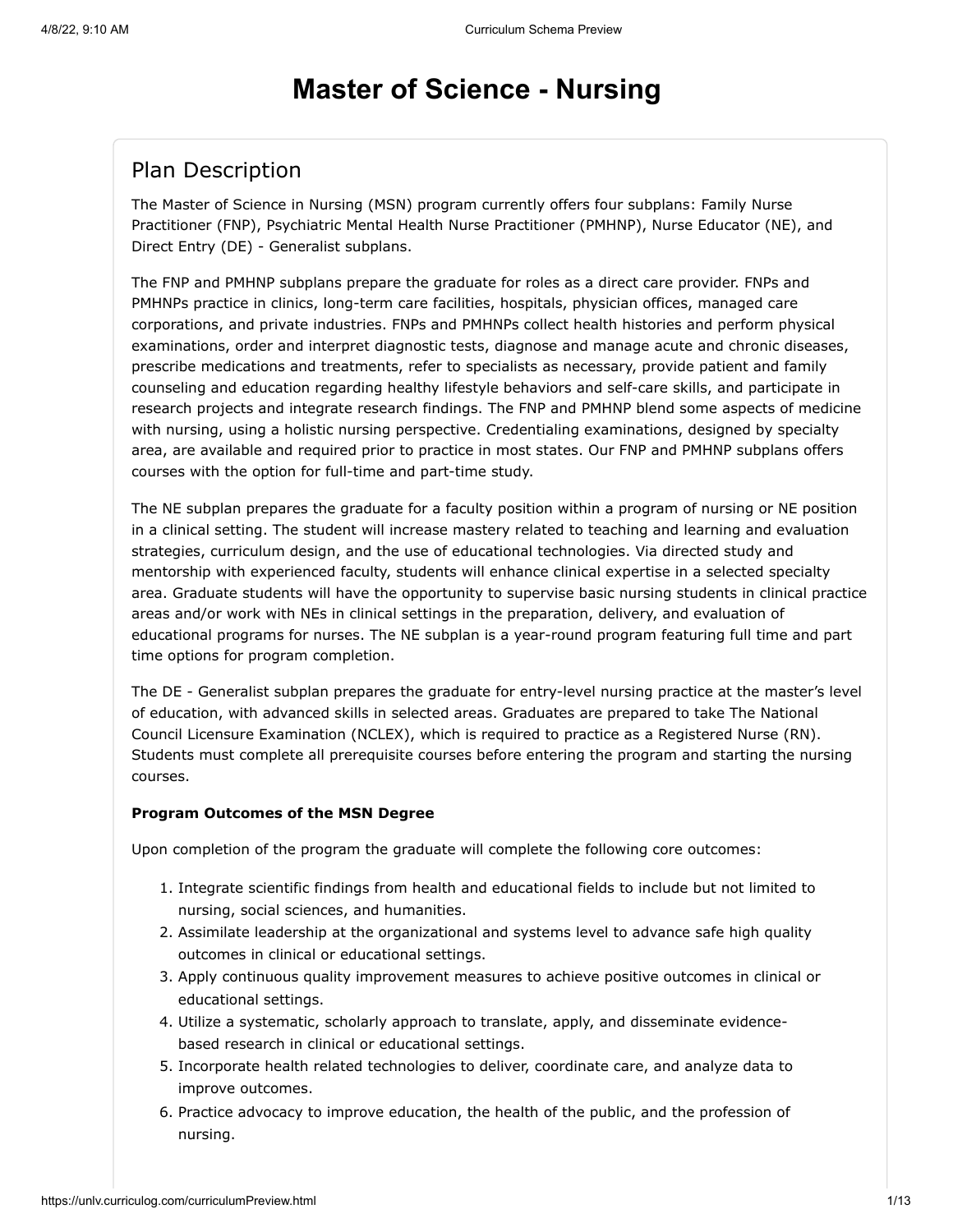# Master of Science - Nursing

## Plan Description

The Master of Science in Nursing (MSN) program currently offers four subplans: Family Nurse Practitioner (FNP), Psychiatric Mental Health Nurse Practitioner (PMHNP), Nurse Educator (NE), and Direct Entry (DE) - Generalist subplans.

The FNP and PMHNP subplans prepare the graduate for roles as a direct care provider. FNPs and PMHNPs practice in clinics, long-term care facilities, hospitals, physician offices, managed care corporations, and private industries. FNPs and PMHNPs collect health histories and perform physical examinations, order and interpret diagnostic tests, diagnose and manage acute and chronic diseases, prescribe medications and treatments, refer to specialists as necessary, provide patient and family counseling and education regarding healthy lifestyle behaviors and self-care skills, and participate in research projects and integrate research findings. The FNP and PMHNP blend some aspects of medicine with nursing, using a holistic nursing perspective. Credentialing examinations, designed by specialty area, are available and required prior to practice in most states. Our FNP and PMHNP subplans offers courses with the option for full-time and part-time study.

The NE subplan prepares the graduate for a faculty position within a program of nursing or NE position in a clinical setting. The student will increase mastery related to teaching and learning and evaluation strategies, curriculum design, and the use of educational technologies. Via directed study and mentorship with experienced faculty, students will enhance clinical expertise in a selected specialty area. Graduate students will have the opportunity to supervise basic nursing students in clinical practice areas and/or work with NEs in clinical settings in the preparation, delivery, and evaluation of educational programs for nurses. The NE subplan is a year-round program featuring full time and part time options for program completion.

The DE - Generalist subplan prepares the graduate for entry-level nursing practice at the master's level of education, with advanced skills in selected areas. Graduates are prepared to take The National Council Licensure Examination (NCLEX), which is required to practice as a Registered Nurse (RN). Students must complete all prerequisite courses before entering the program and starting the nursing courses.

**Program Outcomes of the MSN Degree**

Upon completion of the program the graduate will complete the following core outcomes:

1. Integrate scientific findings from health and educational fields to include but not limited to nursing, social sciences, and humanities.
2. Assimilate leadership at the organizational and systems level to advance safe high quality outcomes in clinical or educational settings.
3. Apply continuous quality improvement measures to achieve positive outcomes in clinical or educational settings.
4. Utilize a systematic, scholarly approach to translate, apply, and disseminate evidence-based research in clinical or educational settings.
5. Incorporate health related technologies to deliver, coordinate care, and analyze data to improve outcomes.
6. Practice advocacy to improve education, the health of the public, and the profession of nursing.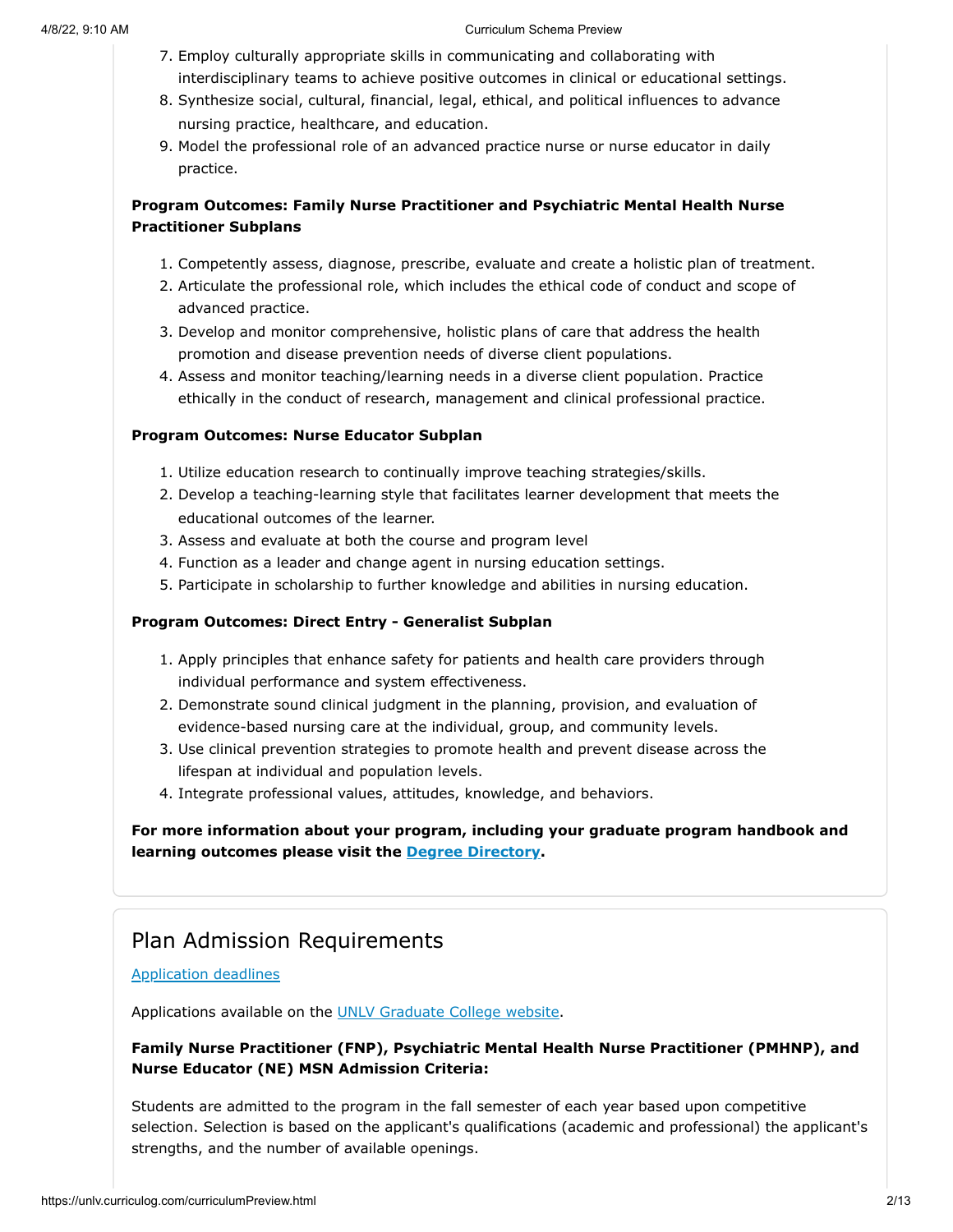7. Employ culturally appropriate skills in communicating and collaborating with interdisciplinary teams to achieve positive outcomes in clinical or educational settings.
8. Synthesize social, cultural, financial, legal, ethical, and political influences to advance nursing practice, healthcare, and education.
9. Model the professional role of an advanced practice nurse or nurse educator in daily practice.

**Program Outcomes: Family Nurse Practitioner and Psychiatric Mental Health Nurse Practitioner Subplans**

1. Competently assess, diagnose, prescribe, evaluate and create a holistic plan of treatment.
2. Articulate the professional role, which includes the ethical code of conduct and scope of advanced practice.
3. Develop and monitor comprehensive, holistic plans of care that address the health promotion and disease prevention needs of diverse client populations.
4. Assess and monitor teaching/learning needs in a diverse client population. Practice ethically in the conduct of research, management and clinical professional practice.

**Program Outcomes: Nurse Educator Subplan**

1. Utilize education research to continually improve teaching strategies/skills.
2. Develop a teaching-learning style that facilitates learner development that meets the educational outcomes of the learner.
3. Assess and evaluate at both the course and program level
4. Function as a leader and change agent in nursing education settings.
5. Participate in scholarship to further knowledge and abilities in nursing education.

**Program Outcomes: Direct Entry - Generalist Subplan**

1. Apply principles that enhance safety for patients and health care providers through individual performance and system effectiveness.
2. Demonstrate sound clinical judgment in the planning, provision, and evaluation of evidence-based nursing care at the individual, group, and community levels.
3. Use clinical prevention strategies to promote health and prevent disease across the lifespan at individual and population levels.
4. Integrate professional values, attitudes, knowledge, and behaviors.

**For more information about your program, including your graduate program handbook and learning outcomes please visit the [Degree Directory](#).**

## Plan Admission Requirements

[Application deadlines](#)

Applications available on the [UNLV Graduate College website](#).

**Family Nurse Practitioner (FNP), Psychiatric Mental Health Nurse Practitioner (PMHNP), and Nurse Educator (NE) MSN Admission Criteria:**

Students are admitted to the program in the fall semester of each year based upon competitive selection. Selection is based on the applicant's qualifications (academic and professional) the applicant's strengths, and the number of available openings.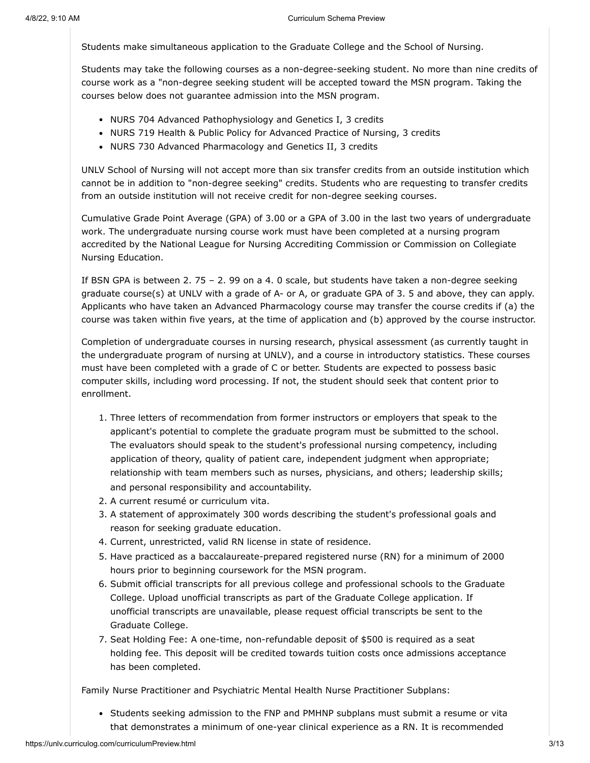Students make simultaneous application to the Graduate College and the School of Nursing.

Students may take the following courses as a non-degree-seeking student. No more than nine credits of course work as a "non-degree seeking student will be accepted toward the MSN program. Taking the courses below does not guarantee admission into the MSN program.

- NURS 704 Advanced Pathophysiology and Genetics I, 3 credits
- NURS 719 Health & Public Policy for Advanced Practice of Nursing, 3 credits
- NURS 730 Advanced Pharmacology and Genetics II, 3 credits

UNLV School of Nursing will not accept more than six transfer credits from an outside institution which cannot be in addition to "non-degree seeking" credits. Students who are requesting to transfer credits from an outside institution will not receive credit for non-degree seeking courses.

Cumulative Grade Point Average (GPA) of 3.00 or a GPA of 3.00 in the last two years of undergraduate work. The undergraduate nursing course work must have been completed at a nursing program accredited by the National League for Nursing Accrediting Commission or Commission on Collegiate Nursing Education.

If BSN GPA is between 2. 75 – 2. 99 on a 4. 0 scale, but students have taken a non-degree seeking graduate course(s) at UNLV with a grade of A- or A, or graduate GPA of 3. 5 and above, they can apply. Applicants who have taken an Advanced Pharmacology course may transfer the course credits if (a) the course was taken within five years, at the time of application and (b) approved by the course instructor.

Completion of undergraduate courses in nursing research, physical assessment (as currently taught in the undergraduate program of nursing at UNLV), and a course in introductory statistics. These courses must have been completed with a grade of C or better. Students are expected to possess basic computer skills, including word processing. If not, the student should seek that content prior to enrollment.

1. Three letters of recommendation from former instructors or employers that speak to the applicant's potential to complete the graduate program must be submitted to the school. The evaluators should speak to the student's professional nursing competency, including application of theory, quality of patient care, independent judgment when appropriate; relationship with team members such as nurses, physicians, and others; leadership skills; and personal responsibility and accountability.
2. A current resumé or curriculum vita.
3. A statement of approximately 300 words describing the student's professional goals and reason for seeking graduate education.
4. Current, unrestricted, valid RN license in state of residence.
5. Have practiced as a baccalaureate-prepared registered nurse (RN) for a minimum of 2000 hours prior to beginning coursework for the MSN program.
6. Submit official transcripts for all previous college and professional schools to the Graduate College. Upload unofficial transcripts as part of the Graduate College application. If unofficial transcripts are unavailable, please request official transcripts be sent to the Graduate College.
7. Seat Holding Fee: A one-time, non-refundable deposit of $500 is required as a seat holding fee. This deposit will be credited towards tuition costs once admissions acceptance has been completed.

Family Nurse Practitioner and Psychiatric Mental Health Nurse Practitioner Subplans:

- Students seeking admission to the FNP and PMHNP subplans must submit a resume or vita that demonstrates a minimum of one-year clinical experience as a RN. It is recommended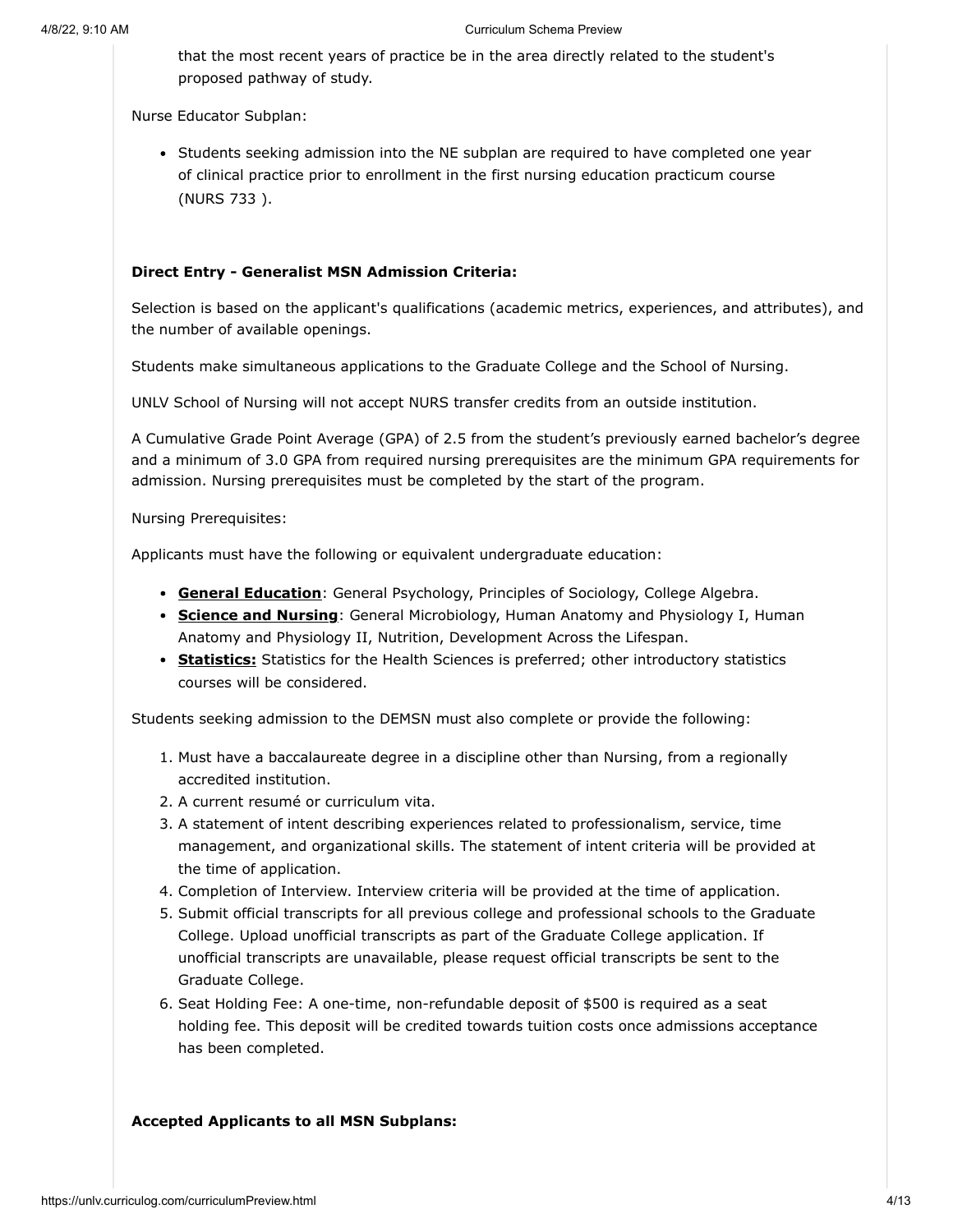that the most recent years of practice be in the area directly related to the student's proposed pathway of study.

Nurse Educator Subplan:

- Students seeking admission into the NE subplan are required to have completed one year of clinical practice prior to enrollment in the first nursing education practicum course (NURS 733 ).

**Direct Entry - Generalist MSN Admission Criteria:**

Selection is based on the applicant's qualifications (academic metrics, experiences, and attributes), and the number of available openings.

Students make simultaneous applications to the Graduate College and the School of Nursing.

UNLV School of Nursing will not accept NURS transfer credits from an outside institution.

A Cumulative Grade Point Average (GPA) of 2.5 from the student's previously earned bachelor's degree and a minimum of 3.0 GPA from required nursing prerequisites are the minimum GPA requirements for admission. Nursing prerequisites must be completed by the start of the program.

Nursing Prerequisites:

Applicants must have the following or equivalent undergraduate education:

- **General Education**: General Psychology, Principles of Sociology, College Algebra.
- **Science and Nursing**: General Microbiology, Human Anatomy and Physiology I, Human Anatomy and Physiology II, Nutrition, Development Across the Lifespan.
- **Statistics:** Statistics for the Health Sciences is preferred; other introductory statistics courses will be considered.

Students seeking admission to the DEMSN must also complete or provide the following:

1. Must have a baccalaureate degree in a discipline other than Nursing, from a regionally accredited institution.
2. A current resumé or curriculum vita.
3. A statement of intent describing experiences related to professionalism, service, time management, and organizational skills. The statement of intent criteria will be provided at the time of application.
4. Completion of Interview. Interview criteria will be provided at the time of application.
5. Submit official transcripts for all previous college and professional schools to the Graduate College. Upload unofficial transcripts as part of the Graduate College application. If unofficial transcripts are unavailable, please request official transcripts be sent to the Graduate College.
6. Seat Holding Fee: A one-time, non-refundable deposit of $500 is required as a seat holding fee. This deposit will be credited towards tuition costs once admissions acceptance has been completed.

**Accepted Applicants to all MSN Subplans:**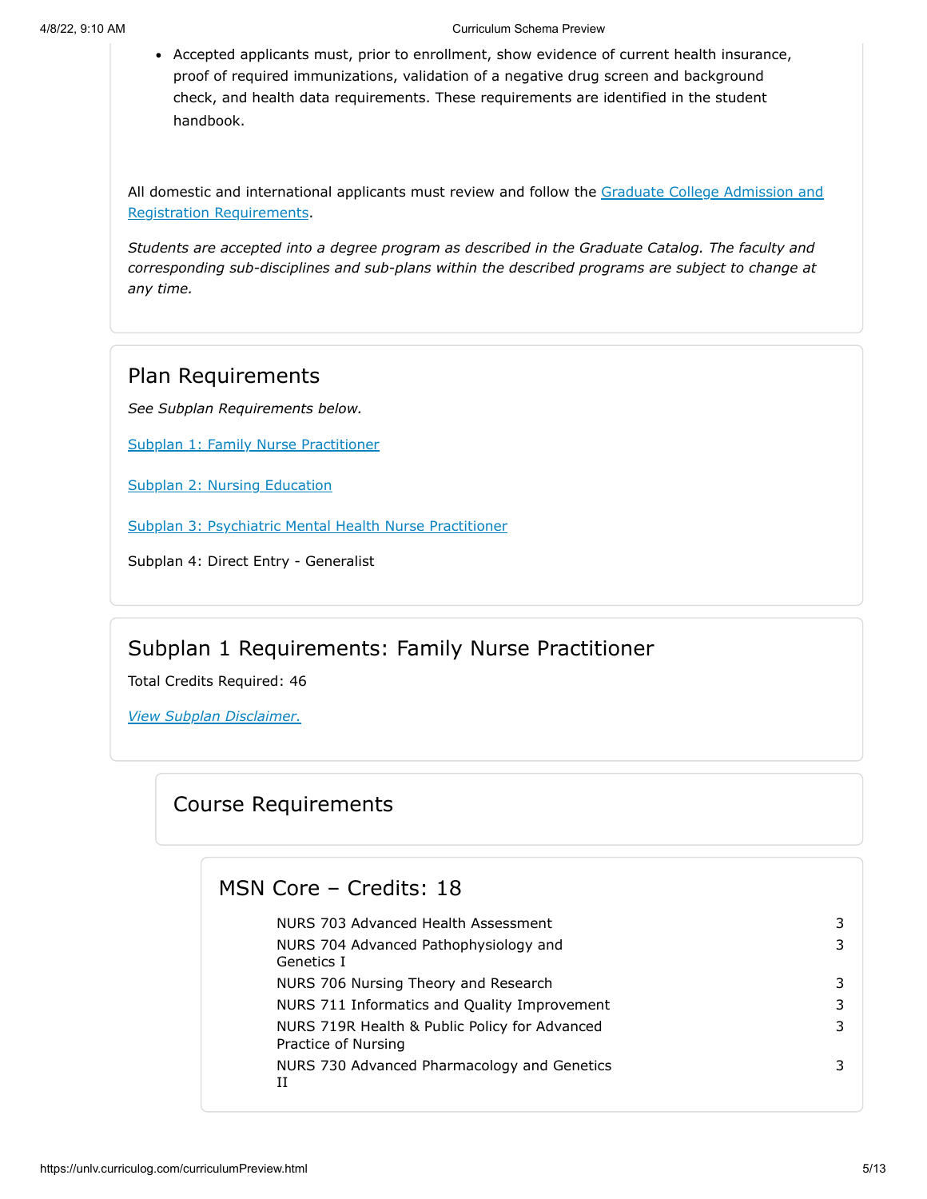- Accepted applicants must, prior to enrollment, show evidence of current health insurance, proof of required immunizations, validation of a negative drug screen and background check, and health data requirements. These requirements are identified in the student handbook.

All domestic and international applicants must review and follow the [Graduate College Admission and Registration Requirements](#).

*Students are accepted into a degree program as described in the Graduate Catalog. The faculty and corresponding sub-disciplines and sub-plans within the described programs are subject to change at any time.*

## Plan Requirements

*See Subplan Requirements below.*

[Subplan 1: Family Nurse Practitioner](#)

[Subplan 2: Nursing Education](#)

[Subplan 3: Psychiatric Mental Health Nurse Practitioner](#)

Subplan 4: Direct Entry - Generalist

## Subplan 1 Requirements: Family Nurse Practitioner

Total Credits Required: 46

[*View Subplan Disclaimer.*](#)

### Course Requirements

#### MSN Core – Credits: 18

| Course | Credits |
|---|---|
| NURS 703 Advanced Health Assessment | 3 |
| NURS 704 Advanced Pathophysiology and Genetics I | 3 |
| NURS 706 Nursing Theory and Research | 3 |
| NURS 711 Informatics and Quality Improvement | 3 |
| NURS 719R Health & Public Policy for Advanced Practice of Nursing | 3 |
| NURS 730 Advanced Pharmacology and Genetics II | 3 |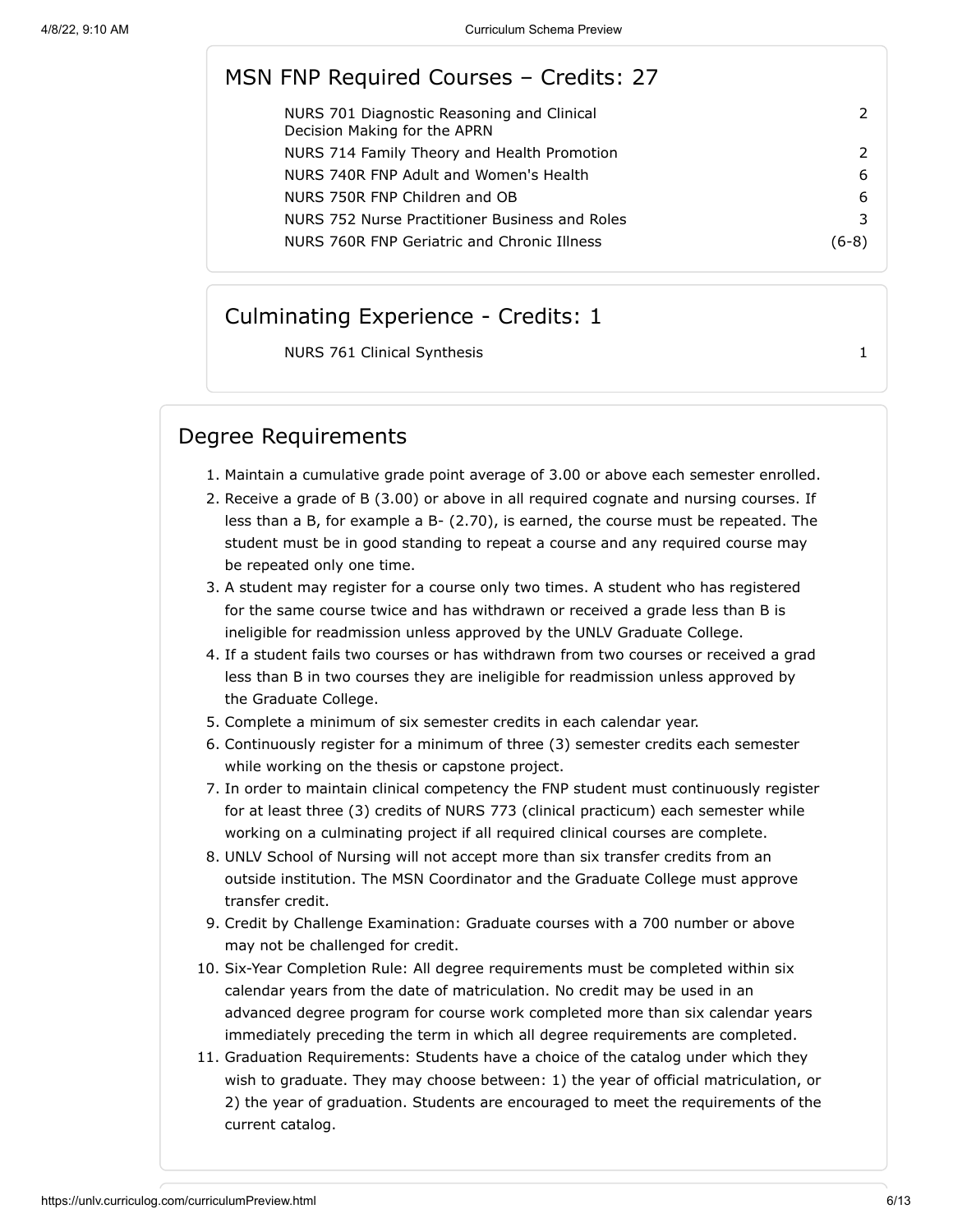## MSN FNP Required Courses – Credits: 27

| Course | Credits |
| --- | --- |
| NURS 701 Diagnostic Reasoning and Clinical Decision Making for the APRN | 2 |
| NURS 714 Family Theory and Health Promotion | 2 |
| NURS 740R FNP Adult and Women's Health | 6 |
| NURS 750R FNP Children and OB | 6 |
| NURS 752 Nurse Practitioner Business and Roles | 3 |
| NURS 760R FNP Geriatric and Chronic Illness | (6-8) |

## Culminating Experience - Credits: 1

| Course | Credits |
| --- | --- |
| NURS 761 Clinical Synthesis | 1 |

## Degree Requirements

1. Maintain a cumulative grade point average of 3.00 or above each semester enrolled.
2. Receive a grade of B (3.00) or above in all required cognate and nursing courses. If less than a B, for example a B- (2.70), is earned, the course must be repeated. The student must be in good standing to repeat a course and any required course may be repeated only one time.
3. A student may register for a course only two times. A student who has registered for the same course twice and has withdrawn or received a grade less than B is ineligible for readmission unless approved by the UNLV Graduate College.
4. If a student fails two courses or has withdrawn from two courses or received a grad less than B in two courses they are ineligible for readmission unless approved by the Graduate College.
5. Complete a minimum of six semester credits in each calendar year.
6. Continuously register for a minimum of three (3) semester credits each semester while working on the thesis or capstone project.
7. In order to maintain clinical competency the FNP student must continuously register for at least three (3) credits of NURS 773 (clinical practicum) each semester while working on a culminating project if all required clinical courses are complete.
8. UNLV School of Nursing will not accept more than six transfer credits from an outside institution. The MSN Coordinator and the Graduate College must approve transfer credit.
9. Credit by Challenge Examination: Graduate courses with a 700 number or above may not be challenged for credit.
10. Six-Year Completion Rule: All degree requirements must be completed within six calendar years from the date of matriculation. No credit may be used in an advanced degree program for course work completed more than six calendar years immediately preceding the term in which all degree requirements are completed.
11. Graduation Requirements: Students have a choice of the catalog under which they wish to graduate. They may choose between: 1) the year of official matriculation, or 2) the year of graduation. Students are encouraged to meet the requirements of the current catalog.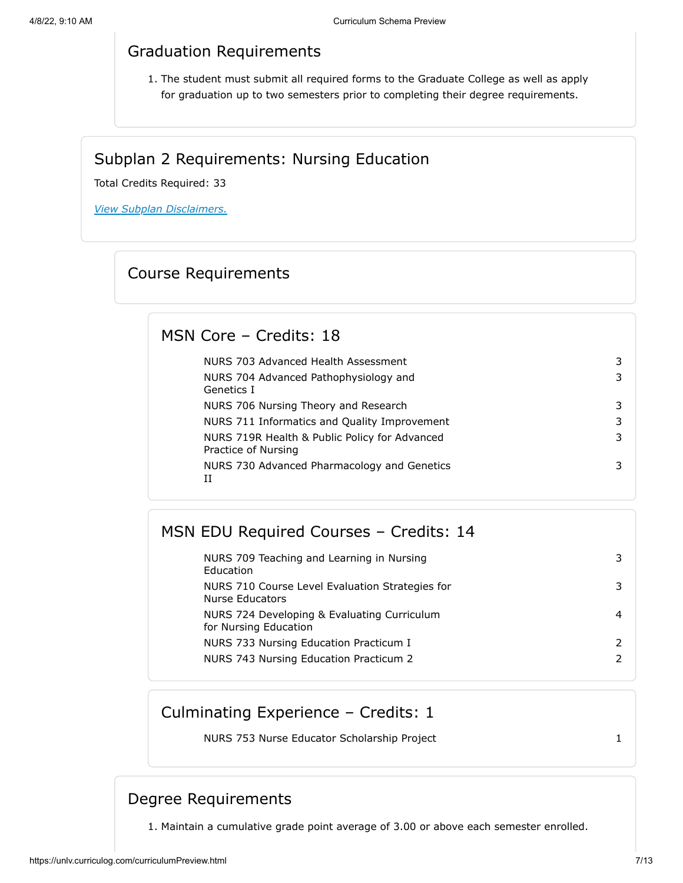## Graduation Requirements

1. The student must submit all required forms to the Graduate College as well as apply for graduation up to two semesters prior to completing their degree requirements.

## Subplan 2 Requirements: Nursing Education

Total Credits Required: 33

*View Subplan Disclaimers.*

### Course Requirements

#### MSN Core – Credits: 18

| Course | Credits |
| --- | --- |
| NURS 703 Advanced Health Assessment | 3 |
| NURS 704 Advanced Pathophysiology and Genetics I | 3 |
| NURS 706 Nursing Theory and Research | 3 |
| NURS 711 Informatics and Quality Improvement | 3 |
| NURS 719R Health & Public Policy for Advanced Practice of Nursing | 3 |
| NURS 730 Advanced Pharmacology and Genetics II | 3 |

#### MSN EDU Required Courses – Credits: 14

| Course | Credits |
| --- | --- |
| NURS 709 Teaching and Learning in Nursing Education | 3 |
| NURS 710 Course Level Evaluation Strategies for Nurse Educators | 3 |
| NURS 724 Developing & Evaluating Curriculum for Nursing Education | 4 |
| NURS 733 Nursing Education Practicum I | 2 |
| NURS 743 Nursing Education Practicum 2 | 2 |

#### Culminating Experience – Credits: 1

| Course | Credits |
| --- | --- |
| NURS 753 Nurse Educator Scholarship Project | 1 |

### Degree Requirements

1. Maintain a cumulative grade point average of 3.00 or above each semester enrolled.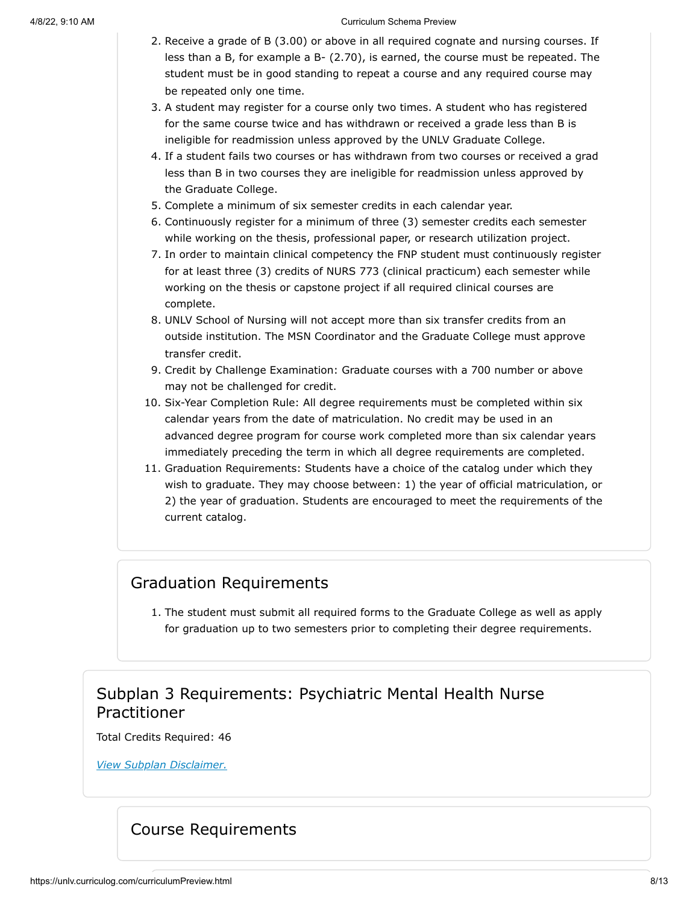2. Receive a grade of B (3.00) or above in all required cognate and nursing courses. If less than a B, for example a B- (2.70), is earned, the course must be repeated. The student must be in good standing to repeat a course and any required course may be repeated only one time.
3. A student may register for a course only two times. A student who has registered for the same course twice and has withdrawn or received a grade less than B is ineligible for readmission unless approved by the UNLV Graduate College.
4. If a student fails two courses or has withdrawn from two courses or received a grad less than B in two courses they are ineligible for readmission unless approved by the Graduate College.
5. Complete a minimum of six semester credits in each calendar year.
6. Continuously register for a minimum of three (3) semester credits each semester while working on the thesis, professional paper, or research utilization project.
7. In order to maintain clinical competency the FNP student must continuously register for at least three (3) credits of NURS 773 (clinical practicum) each semester while working on the thesis or capstone project if all required clinical courses are complete.
8. UNLV School of Nursing will not accept more than six transfer credits from an outside institution. The MSN Coordinator and the Graduate College must approve transfer credit.
9. Credit by Challenge Examination: Graduate courses with a 700 number or above may not be challenged for credit.
10. Six-Year Completion Rule: All degree requirements must be completed within six calendar years from the date of matriculation. No credit may be used in an advanced degree program for course work completed more than six calendar years immediately preceding the term in which all degree requirements are completed.
11. Graduation Requirements: Students have a choice of the catalog under which they wish to graduate. They may choose between: 1) the year of official matriculation, or 2) the year of graduation. Students are encouraged to meet the requirements of the current catalog.

## Graduation Requirements

1. The student must submit all required forms to the Graduate College as well as apply for graduation up to two semesters prior to completing their degree requirements.

## Subplan 3 Requirements: Psychiatric Mental Health Nurse Practitioner

Total Credits Required: 46

*View Subplan Disclaimer.*

## Course Requirements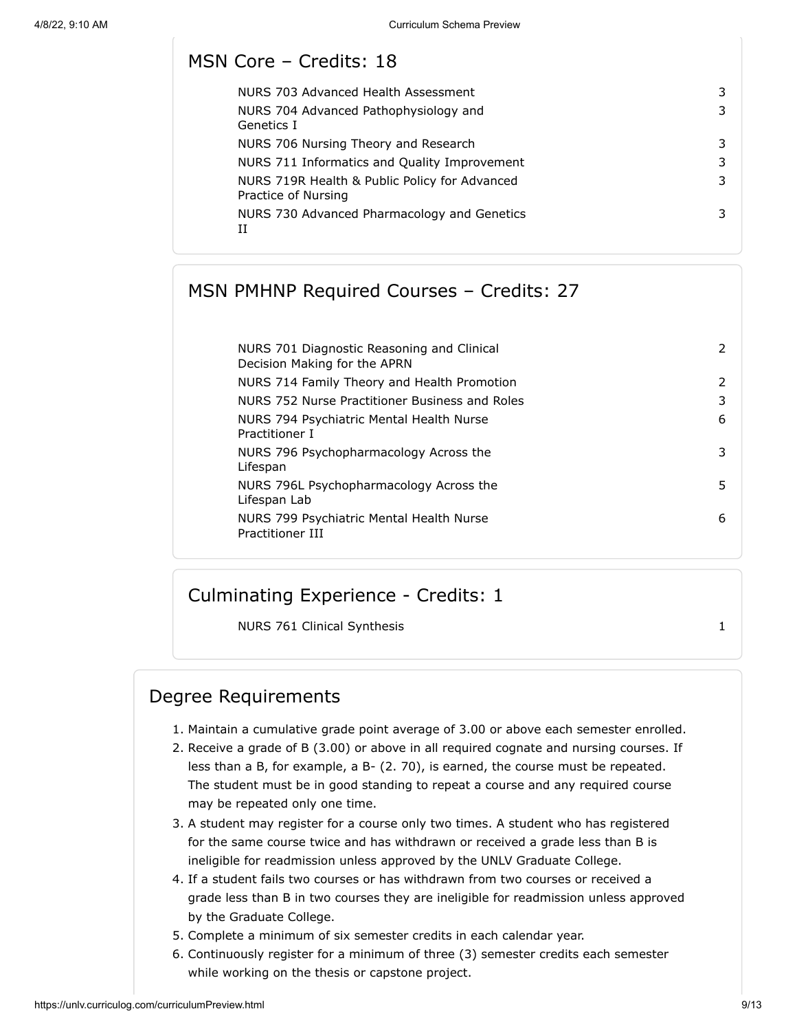## MSN Core – Credits: 18

| Course | Credits |
|---|---|
| NURS 703 Advanced Health Assessment | 3 |
| NURS 704 Advanced Pathophysiology and Genetics I | 3 |
| NURS 706 Nursing Theory and Research | 3 |
| NURS 711 Informatics and Quality Improvement | 3 |
| NURS 719R Health & Public Policy for Advanced Practice of Nursing | 3 |
| NURS 730 Advanced Pharmacology and Genetics II | 3 |

## MSN PMHNP Required Courses – Credits: 27

| Course | Credits |
|---|---|
| NURS 701 Diagnostic Reasoning and Clinical Decision Making for the APRN | 2 |
| NURS 714 Family Theory and Health Promotion | 2 |
| NURS 752 Nurse Practitioner Business and Roles | 3 |
| NURS 794 Psychiatric Mental Health Nurse Practitioner I | 6 |
| NURS 796 Psychopharmacology Across the Lifespan | 3 |
| NURS 796L Psychopharmacology Across the Lifespan Lab | 5 |
| NURS 799 Psychiatric Mental Health Nurse Practitioner III | 6 |

## Culminating Experience - Credits: 1

| Course | Credits |
|---|---|
| NURS 761 Clinical Synthesis | 1 |

## Degree Requirements

1. Maintain a cumulative grade point average of 3.00 or above each semester enrolled.
2. Receive a grade of B (3.00) or above in all required cognate and nursing courses. If less than a B, for example, a B- (2. 70), is earned, the course must be repeated. The student must be in good standing to repeat a course and any required course may be repeated only one time.
3. A student may register for a course only two times. A student who has registered for the same course twice and has withdrawn or received a grade less than B is ineligible for readmission unless approved by the UNLV Graduate College.
4. If a student fails two courses or has withdrawn from two courses or received a grade less than B in two courses they are ineligible for readmission unless approved by the Graduate College.
5. Complete a minimum of six semester credits in each calendar year.
6. Continuously register for a minimum of three (3) semester credits each semester while working on the thesis or capstone project.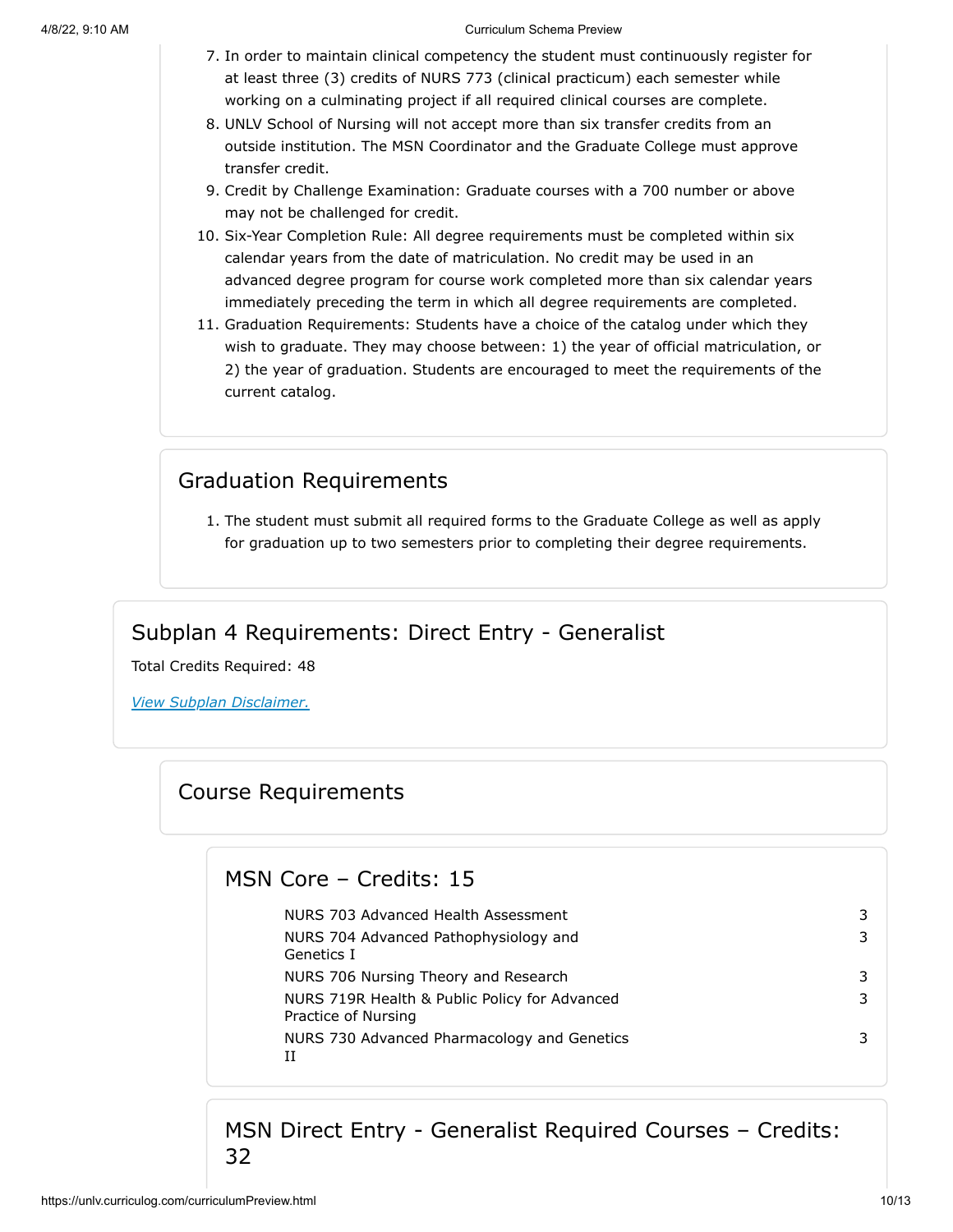7. In order to maintain clinical competency the student must continuously register for at least three (3) credits of NURS 773 (clinical practicum) each semester while working on a culminating project if all required clinical courses are complete.
8. UNLV School of Nursing will not accept more than six transfer credits from an outside institution. The MSN Coordinator and the Graduate College must approve transfer credit.
9. Credit by Challenge Examination: Graduate courses with a 700 number or above may not be challenged for credit.
10. Six-Year Completion Rule: All degree requirements must be completed within six calendar years from the date of matriculation. No credit may be used in an advanced degree program for course work completed more than six calendar years immediately preceding the term in which all degree requirements are completed.
11. Graduation Requirements: Students have a choice of the catalog under which they wish to graduate. They may choose between: 1) the year of official matriculation, or 2) the year of graduation. Students are encouraged to meet the requirements of the current catalog.

## Graduation Requirements

1. The student must submit all required forms to the Graduate College as well as apply for graduation up to two semesters prior to completing their degree requirements.

## Subplan 4 Requirements: Direct Entry - Generalist

Total Credits Required: 48

*View Subplan Disclaimer.*

### Course Requirements

#### MSN Core – Credits: 15

| Course | Credits |
|---|---|
| NURS 703 Advanced Health Assessment | 3 |
| NURS 704 Advanced Pathophysiology and Genetics I | 3 |
| NURS 706 Nursing Theory and Research | 3 |
| NURS 719R Health & Public Policy for Advanced Practice of Nursing | 3 |
| NURS 730 Advanced Pharmacology and Genetics II | 3 |

#### MSN Direct Entry - Generalist Required Courses – Credits: 32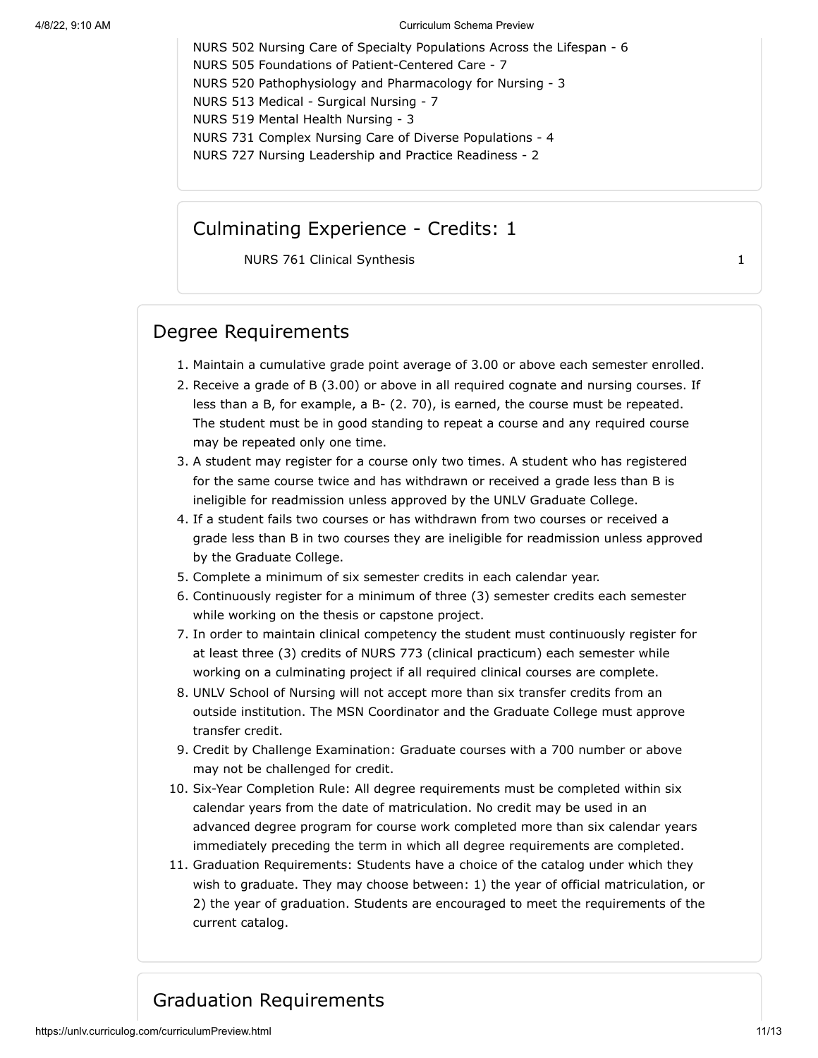NURS 502 Nursing Care of Specialty Populations Across the Lifespan - 6
NURS 505 Foundations of Patient-Centered Care - 7
NURS 520 Pathophysiology and Pharmacology for Nursing - 3
NURS 513 Medical - Surgical Nursing - 7
NURS 519 Mental Health Nursing - 3
NURS 731 Complex Nursing Care of Diverse Populations - 4
NURS 727 Nursing Leadership and Practice Readiness - 2

## Culminating Experience - Credits: 1

| | |
|---|---|
| NURS 761 Clinical Synthesis | 1 |

## Degree Requirements

1. Maintain a cumulative grade point average of 3.00 or above each semester enrolled.
2. Receive a grade of B (3.00) or above in all required cognate and nursing courses. If less than a B, for example, a B- (2. 70), is earned, the course must be repeated. The student must be in good standing to repeat a course and any required course may be repeated only one time.
3. A student may register for a course only two times. A student who has registered for the same course twice and has withdrawn or received a grade less than B is ineligible for readmission unless approved by the UNLV Graduate College.
4. If a student fails two courses or has withdrawn from two courses or received a grade less than B in two courses they are ineligible for readmission unless approved by the Graduate College.
5. Complete a minimum of six semester credits in each calendar year.
6. Continuously register for a minimum of three (3) semester credits each semester while working on the thesis or capstone project.
7. In order to maintain clinical competency the student must continuously register for at least three (3) credits of NURS 773 (clinical practicum) each semester while working on a culminating project if all required clinical courses are complete.
8. UNLV School of Nursing will not accept more than six transfer credits from an outside institution. The MSN Coordinator and the Graduate College must approve transfer credit.
9. Credit by Challenge Examination: Graduate courses with a 700 number or above may not be challenged for credit.
10. Six-Year Completion Rule: All degree requirements must be completed within six calendar years from the date of matriculation. No credit may be used in an advanced degree program for course work completed more than six calendar years immediately preceding the term in which all degree requirements are completed.
11. Graduation Requirements: Students have a choice of the catalog under which they wish to graduate. They may choose between: 1) the year of official matriculation, or 2) the year of graduation. Students are encouraged to meet the requirements of the current catalog.

## Graduation Requirements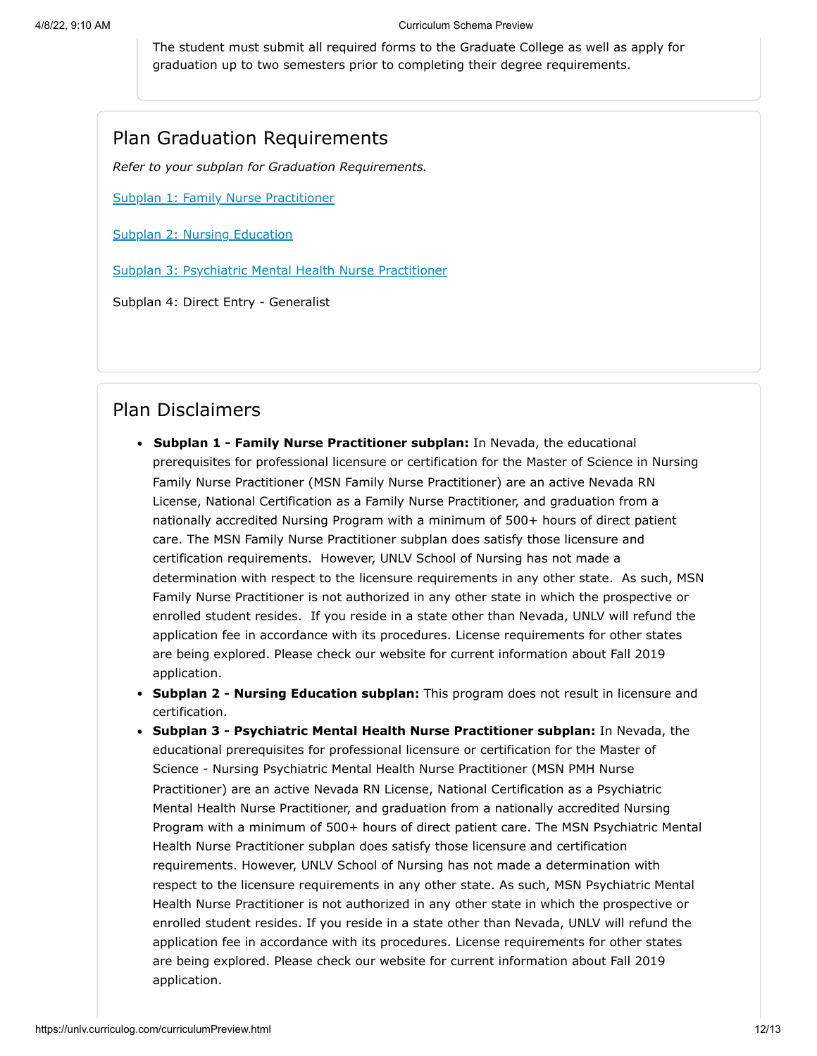The student must submit all required forms to the Graduate College as well as apply for graduation up to two semesters prior to completing their degree requirements.

## Plan Graduation Requirements

*Refer to your subplan for Graduation Requirements.*

[Subplan 1: Family Nurse Practitioner]

[Subplan 2: Nursing Education]

[Subplan 3: Psychiatric Mental Health Nurse Practitioner]

Subplan 4: Direct Entry - Generalist

## Plan Disclaimers

- **Subplan 1 - Family Nurse Practitioner subplan:** In Nevada, the educational prerequisites for professional licensure or certification for the Master of Science in Nursing Family Nurse Practitioner (MSN Family Nurse Practitioner) are an active Nevada RN License, National Certification as a Family Nurse Practitioner, and graduation from a nationally accredited Nursing Program with a minimum of 500+ hours of direct patient care. The MSN Family Nurse Practitioner subplan does satisfy those licensure and certification requirements. However, UNLV School of Nursing has not made a determination with respect to the licensure requirements in any other state. As such, MSN Family Nurse Practitioner is not authorized in any other state in which the prospective or enrolled student resides. If you reside in a state other than Nevada, UNLV will refund the application fee in accordance with its procedures. License requirements for other states are being explored. Please check our website for current information about Fall 2019 application.
- **Subplan 2 - Nursing Education subplan:** This program does not result in licensure and certification.
- **Subplan 3 - Psychiatric Mental Health Nurse Practitioner subplan:** In Nevada, the educational prerequisites for professional licensure or certification for the Master of Science - Nursing Psychiatric Mental Health Nurse Practitioner (MSN PMH Nurse Practitioner) are an active Nevada RN License, National Certification as a Psychiatric Mental Health Nurse Practitioner, and graduation from a nationally accredited Nursing Program with a minimum of 500+ hours of direct patient care. The MSN Psychiatric Mental Health Nurse Practitioner subplan does satisfy those licensure and certification requirements. However, UNLV School of Nursing has not made a determination with respect to the licensure requirements in any other state. As such, MSN Psychiatric Mental Health Nurse Practitioner is not authorized in any other state in which the prospective or enrolled student resides. If you reside in a state other than Nevada, UNLV will refund the application fee in accordance with its procedures. License requirements for other states are being explored. Please check our website for current information about Fall 2019 application.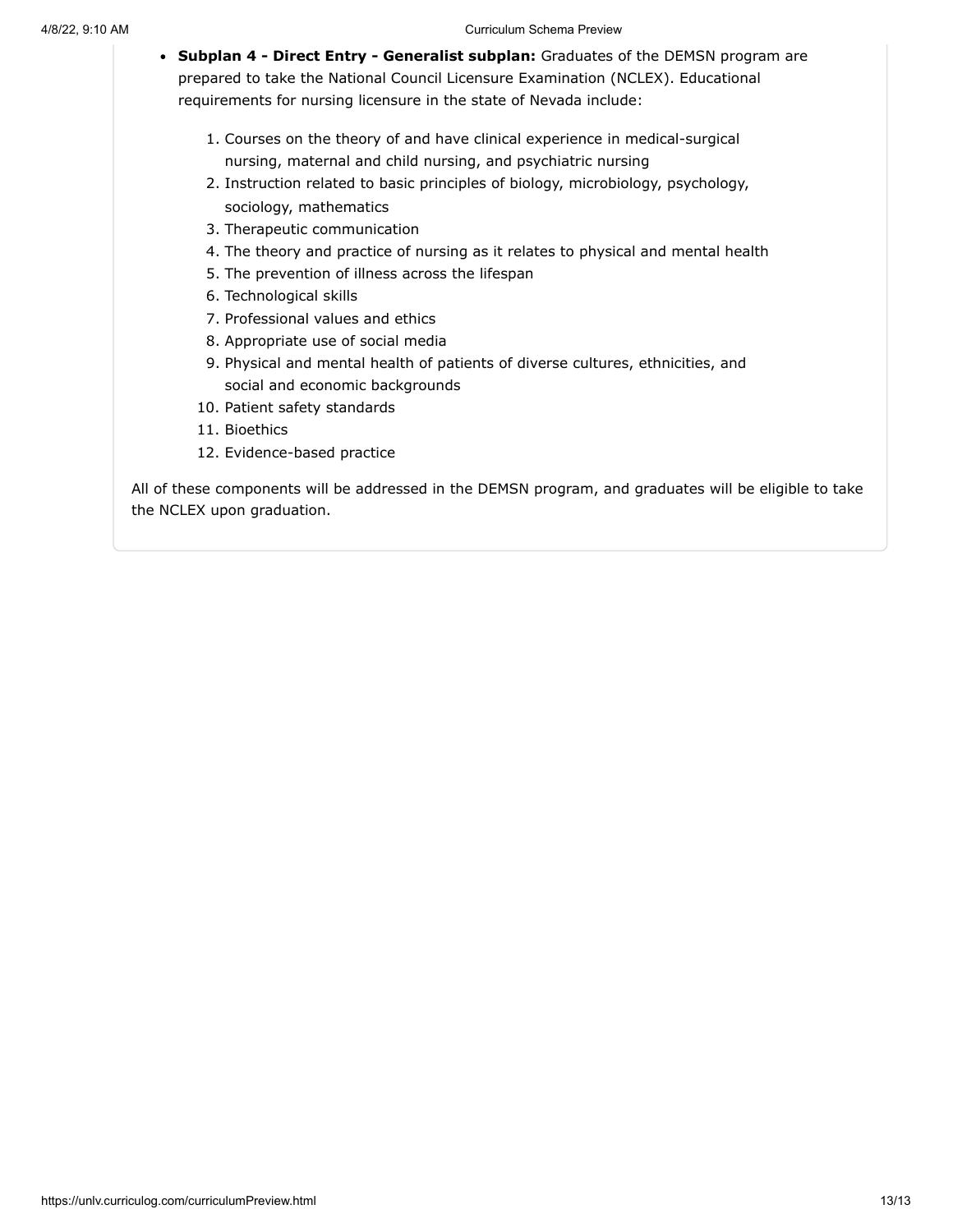- **Subplan 4 - Direct Entry - Generalist subplan:** Graduates of the DEMSN program are prepared to take the National Council Licensure Examination (NCLEX). Educational requirements for nursing licensure in the state of Nevada include:

    1. Courses on the theory of and have clinical experience in medical-surgical nursing, maternal and child nursing, and psychiatric nursing
    2. Instruction related to basic principles of biology, microbiology, psychology, sociology, mathematics
    3. Therapeutic communication
    4. The theory and practice of nursing as it relates to physical and mental health
    5. The prevention of illness across the lifespan
    6. Technological skills
    7. Professional values and ethics
    8. Appropriate use of social media
    9. Physical and mental health of patients of diverse cultures, ethnicities, and social and economic backgrounds
    10. Patient safety standards
    11. Bioethics
    12. Evidence-based practice

All of these components will be addressed in the DEMSN program, and graduates will be eligible to take the NCLEX upon graduation.